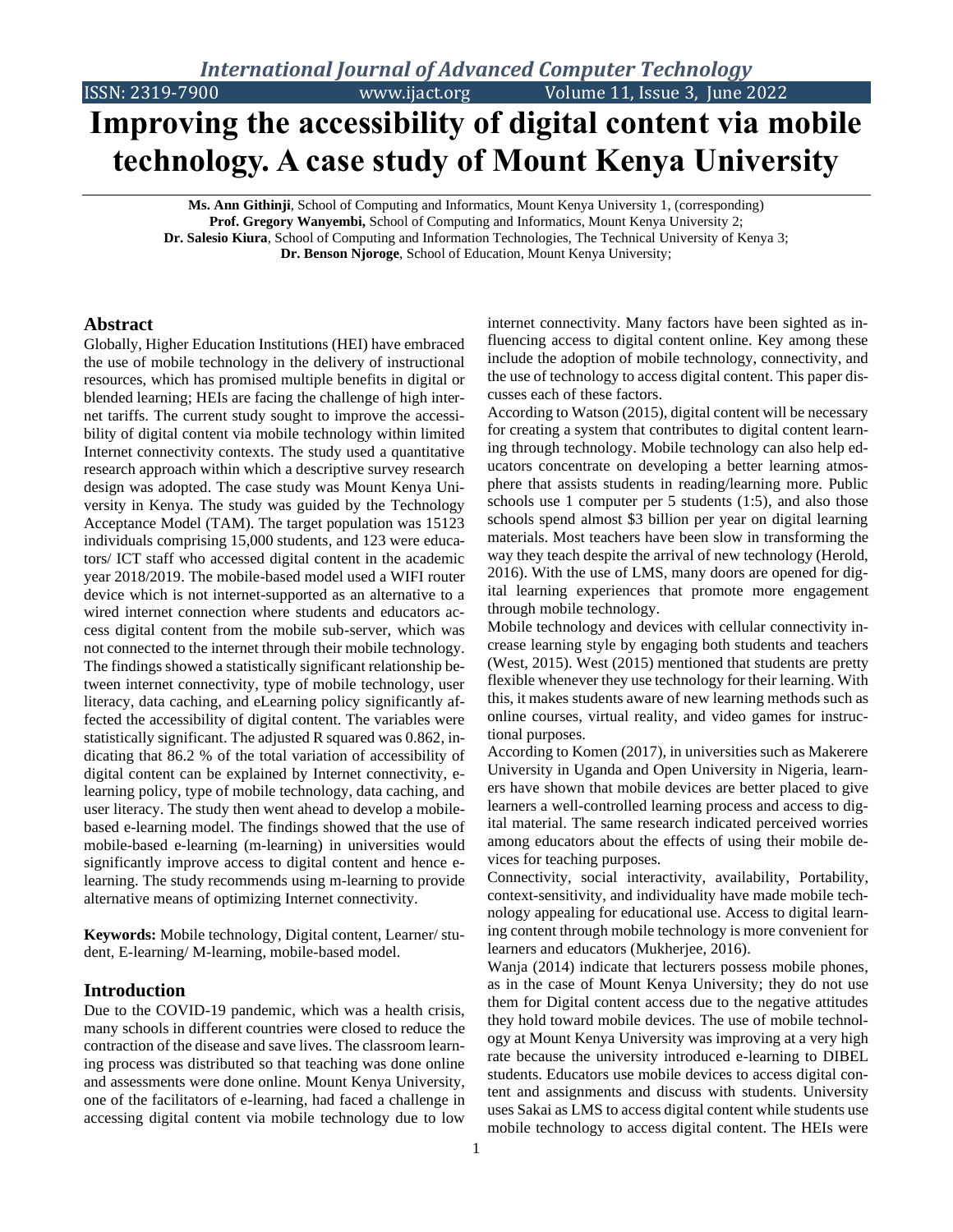# Improving the accessibility of digital content via mobile technology. A case study of Mount Kenya University

**Ms. Ann Githinji**, School of Computing and Informatics, Mount Kenya University 1, (corresponding)
**Prof. Gregory Wanyembi,** School of Computing and Informatics, Mount Kenya University 2;
**Dr. Salesio Kiura**, School of Computing and Information Technologies, The Technical University of Kenya 3;
**Dr. Benson Njoroge**, School of Education, Mount Kenya University;

## Abstract

Globally, Higher Education Institutions (HEI) have embraced the use of mobile technology in the delivery of instructional resources, which has promised multiple benefits in digital or blended learning; HEIs are facing the challenge of high internet tariffs. The current study sought to improve the accessibility of digital content via mobile technology within limited Internet connectivity contexts. The study used a quantitative research approach within which a descriptive survey research design was adopted. The case study was Mount Kenya University in Kenya. The study was guided by the Technology Acceptance Model (TAM). The target population was 15123 individuals comprising 15,000 students, and 123 were educators/ ICT staff who accessed digital content in the academic year 2018/2019. The mobile-based model used a WIFI router device which is not internet-supported as an alternative to a wired internet connection where students and educators access digital content from the mobile sub-server, which was not connected to the internet through their mobile technology. The findings showed a statistically significant relationship between internet connectivity, type of mobile technology, user literacy, data caching, and eLearning policy significantly affected the accessibility of digital content. The variables were statistically significant. The adjusted R squared was 0.862, indicating that 86.2 % of the total variation of accessibility of digital content can be explained by Internet connectivity, e-learning policy, type of mobile technology, data caching, and user literacy. The study then went ahead to develop a mobile-based e-learning model. The findings showed that the use of mobile-based e-learning (m-learning) in universities would significantly improve access to digital content and hence e-learning. The study recommends using m-learning to provide alternative means of optimizing Internet connectivity.

**Keywords:** Mobile technology, Digital content, Learner/ student, E-learning/ M-learning, mobile-based model.

## Introduction

Due to the COVID-19 pandemic, which was a health crisis, many schools in different countries were closed to reduce the contraction of the disease and save lives. The classroom learning process was distributed so that teaching was done online and assessments were done online. Mount Kenya University, one of the facilitators of e-learning, had faced a challenge in accessing digital content via mobile technology due to low internet connectivity. Many factors have been sighted as influencing access to digital content online. Key among these include the adoption of mobile technology, connectivity, and the use of technology to access digital content. This paper discusses each of these factors.

According to Watson (2015), digital content will be necessary for creating a system that contributes to digital content learning through technology. Mobile technology can also help educators concentrate on developing a better learning atmosphere that assists students in reading/learning more. Public schools use 1 computer per 5 students (1:5), and also those schools spend almost $3 billion per year on digital learning materials. Most teachers have been slow in transforming the way they teach despite the arrival of new technology (Herold, 2016). With the use of LMS, many doors are opened for digital learning experiences that promote more engagement through mobile technology.

Mobile technology and devices with cellular connectivity increase learning style by engaging both students and teachers (West, 2015). West (2015) mentioned that students are pretty flexible whenever they use technology for their learning. With this, it makes students aware of new learning methods such as online courses, virtual reality, and video games for instructional purposes.

According to Komen (2017), in universities such as Makerere University in Uganda and Open University in Nigeria, learners have shown that mobile devices are better placed to give learners a well-controlled learning process and access to digital material. The same research indicated perceived worries among educators about the effects of using their mobile devices for teaching purposes.

Connectivity, social interactivity, availability, Portability, context-sensitivity, and individuality have made mobile technology appealing for educational use. Access to digital learning content through mobile technology is more convenient for learners and educators (Mukherjee, 2016).

Wanja (2014) indicate that lecturers possess mobile phones, as in the case of Mount Kenya University; they do not use them for Digital content access due to the negative attitudes they hold toward mobile devices. The use of mobile technology at Mount Kenya University was improving at a very high rate because the university introduced e-learning to DIBEL students. Educators use mobile devices to access digital content and assignments and discuss with students. University uses Sakai as LMS to access digital content while students use mobile technology to access digital content. The HEIs were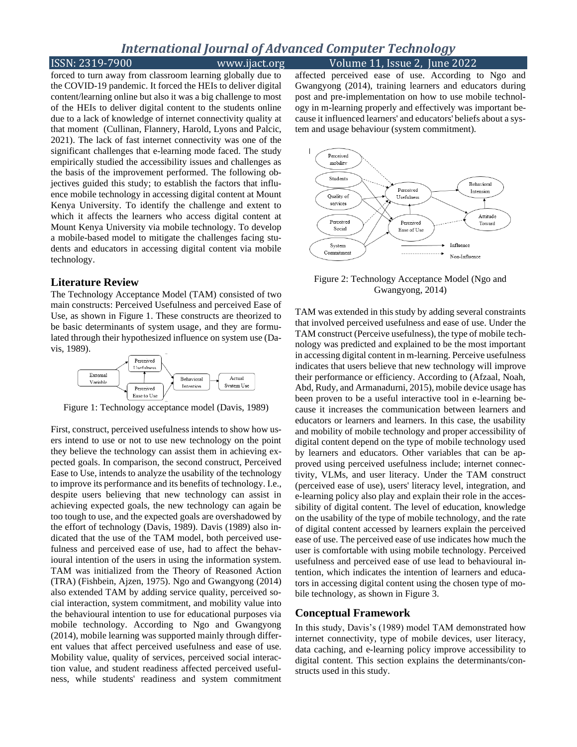forced to turn away from classroom learning globally due to the COVID-19 pandemic. It forced the HEIs to deliver digital content/learning online but also it was a big challenge to most of the HEIs to deliver digital content to the students online due to a lack of knowledge of internet connectivity quality at that moment (Cullinan, Flannery, Harold, Lyons and Palcic, 2021). The lack of fast internet connectivity was one of the significant challenges that e-learning mode faced. The study empirically studied the accessibility issues and challenges as the basis of the improvement performed. The following objectives guided this study; to establish the factors that influence mobile technology in accessing digital content at Mount Kenya University. To identify the challenge and extent to which it affects the learners who access digital content at Mount Kenya University via mobile technology. To develop a mobile-based model to mitigate the challenges facing students and educators in accessing digital content via mobile technology.

## Literature Review

The Technology Acceptance Model (TAM) consisted of two main constructs: Perceived Usefulness and perceived Ease of Use, as shown in Figure 1. These constructs are theorized to be basic determinants of system usage, and they are formulated through their hypothesized influence on system use (Davis, 1989).

Figure 1: Technology acceptance model (Davis, 1989)

First, construct, perceived usefulness intends to show how users intend to use or not to use new technology on the point they believe the technology can assist them in achieving expected goals. In comparison, the second construct, Perceived Ease to Use, intends to analyze the usability of the technology to improve its performance and its benefits of technology. I.e., despite users believing that new technology can assist in achieving expected goals, the new technology can again be too tough to use, and the expected goals are overshadowed by the effort of technology (Davis, 1989). Davis (1989) also indicated that the use of the TAM model, both perceived usefulness and perceived ease of use, had to affect the behavioural intention of the users in using the information system. TAM was initialized from the Theory of Reasoned Action (TRA) (Fishbein, Ajzen, 1975). Ngo and Gwangyong (2014) also extended TAM by adding service quality, perceived social interaction, system commitment, and mobility value into the behavioural intention to use for educational purposes via mobile technology. According to Ngo and Gwangyong (2014), mobile learning was supported mainly through different values that affect perceived usefulness and ease of use. Mobility value, quality of services, perceived social interaction value, and student readiness affected perceived usefulness, while students' readiness and system commitment affected perceived ease of use. According to Ngo and Gwangyong (2014), training learners and educators during post and pre-implementation on how to use mobile technology in m-learning properly and effectively was important because it influenced learners' and educators' beliefs about a system and usage behaviour (system commitment).

Figure 2: Technology Acceptance Model (Ngo and Gwangyong, 2014)

TAM was extended in this study by adding several constraints that involved perceived usefulness and ease of use. Under the TAM construct (Perceive usefulness), the type of mobile technology was predicted and explained to be the most important in accessing digital content in m-learning. Perceive usefulness indicates that users believe that new technology will improve their performance or efficiency. According to (Afzaal, Noah, Abd, Rudy, and Armanadurni, 2015), mobile device usage has been proven to be a useful interactive tool in e-learning because it increases the communication between learners and educators or learners and learners. In this case, the usability and mobility of mobile technology and proper accessibility of digital content depend on the type of mobile technology used by learners and educators. Other variables that can be approved using perceived usefulness include; internet connectivity, VLMs, and user literacy. Under the TAM construct (perceived ease of use), users' literacy level, integration, and e-learning policy also play and explain their role in the accessibility of digital content. The level of education, knowledge on the usability of the type of mobile technology, and the rate of digital content accessed by learners explain the perceived ease of use. The perceived ease of use indicates how much the user is comfortable with using mobile technology. Perceived usefulness and perceived ease of use lead to behavioural intention, which indicates the intention of learners and educators in accessing digital content using the chosen type of mobile technology, as shown in Figure 3.

## Conceptual Framework

In this study, Davis's (1989) model TAM demonstrated how internet connectivity, type of mobile devices, user literacy, data caching, and e-learning policy improve accessibility to digital content. This section explains the determinants/constructs used in this study.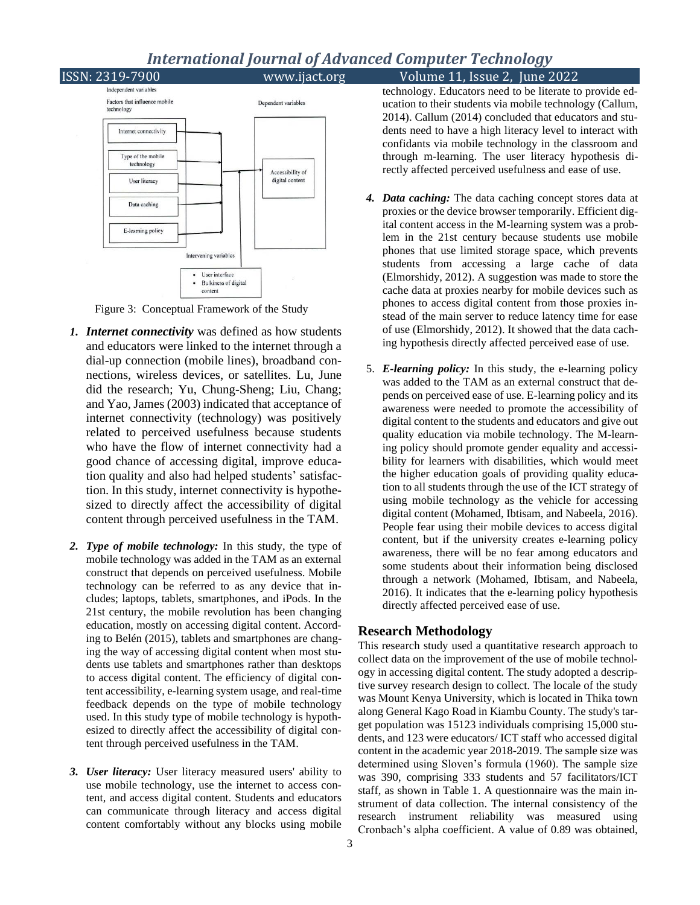Figure 3: Conceptual Framework of the Study

1. ***Internet connectivity*** was defined as how students and educators were linked to the internet through a dial-up connection (mobile lines), broadband connections, wireless devices, or satellites. Lu, June did the research; Yu, Chung-Sheng; Liu, Chang; and Yao, James (2003) indicated that acceptance of internet connectivity (technology) was positively related to perceived usefulness because students who have the flow of internet connectivity had a good chance of accessing digital, improve education quality and also had helped students' satisfaction. In this study, internet connectivity is hypothesized to directly affect the accessibility of digital content through perceived usefulness in the TAM.

2. ***Type of mobile technology:*** In this study, the type of mobile technology was added in the TAM as an external construct that depends on perceived usefulness. Mobile technology can be referred to as any device that includes; laptops, tablets, smartphones, and iPods. In the 21st century, the mobile revolution has been changing education, mostly on accessing digital content. According to Belén (2015), tablets and smartphones are changing the way of accessing digital content when most students use tablets and smartphones rather than desktops to access digital content. The efficiency of digital content accessibility, e-learning system usage, and real-time feedback depends on the type of mobile technology used. In this study type of mobile technology is hypothesized to directly affect the accessibility of digital content through perceived usefulness in the TAM.

3. ***User literacy:*** User literacy measured users' ability to use mobile technology, use the internet to access content, and access digital content. Students and educators can communicate through literacy and access digital content comfortably without any blocks using mobile technology. Educators need to be literate to provide education to their students via mobile technology (Callum, 2014). Callum (2014) concluded that educators and students need to have a high literacy level to interact with confidants via mobile technology in the classroom and through m-learning. The user literacy hypothesis directly affected perceived usefulness and ease of use.

4. ***Data caching:*** The data caching concept stores data at proxies or the device browser temporarily. Efficient digital content access in the M-learning system was a problem in the 21st century because students use mobile phones that use limited storage space, which prevents students from accessing a large cache of data (Elmorshidy, 2012). A suggestion was made to store the cache data at proxies nearby for mobile devices such as phones to access digital content from those proxies instead of the main server to reduce latency time for ease of use (Elmorshidy, 2012). It showed that the data caching hypothesis directly affected perceived ease of use.

5. ***E-learning policy:*** In this study, the e-learning policy was added to the TAM as an external construct that depends on perceived ease of use. E-learning policy and its awareness were needed to promote the accessibility of digital content to the students and educators and give out quality education via mobile technology. The M-learning policy should promote gender equality and accessibility for learners with disabilities, which would meet the higher education goals of providing quality education to all students through the use of the ICT strategy of using mobile technology as the vehicle for accessing digital content (Mohamed, Ibtisam, and Nabeela, 2016). People fear using their mobile devices to access digital content, but if the university creates e-learning policy awareness, there will be no fear among educators and some students about their information being disclosed through a network (Mohamed, Ibtisam, and Nabeela, 2016). It indicates that the e-learning policy hypothesis directly affected perceived ease of use.

## Research Methodology

This research study used a quantitative research approach to collect data on the improvement of the use of mobile technology in accessing digital content. The study adopted a descriptive survey research design to collect. The locale of the study was Mount Kenya University, which is located in Thika town along General Kago Road in Kiambu County. The study's target population was 15123 individuals comprising 15,000 students, and 123 were educators/ ICT staff who accessed digital content in the academic year 2018-2019. The sample size was determined using Sloven's formula (1960). The sample size was 390, comprising 333 students and 57 facilitators/ICT staff, as shown in Table 1. A questionnaire was the main instrument of data collection. The internal consistency of the research instrument reliability was measured using Cronbach's alpha coefficient. A value of 0.89 was obtained,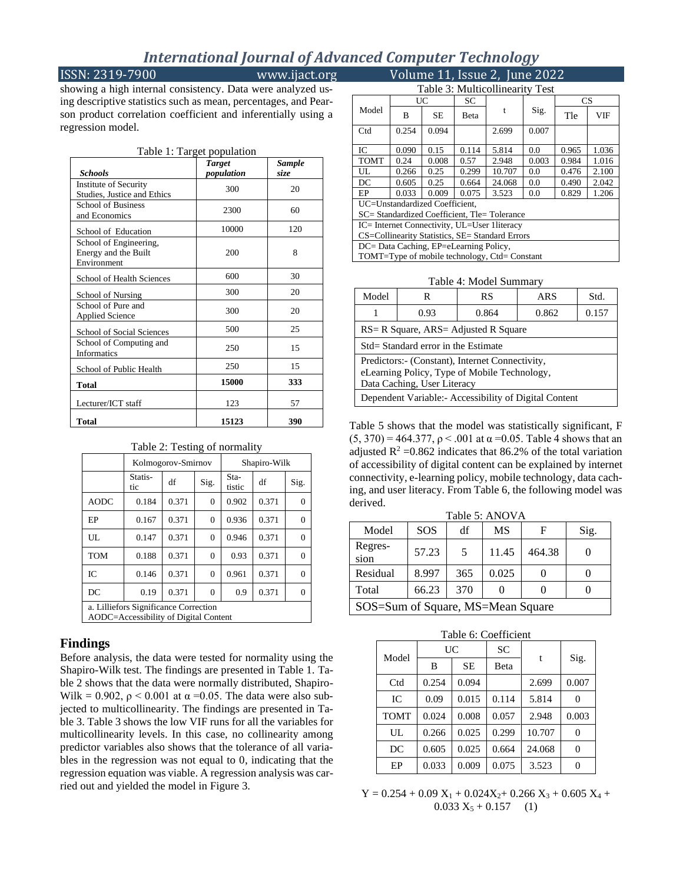showing a high internal consistency. Data were analyzed using descriptive statistics such as mean, percentages, and Pearson product correlation coefficient and inferentially using a regression model.

Table 1: Target population

| *Schools* | *Target population* | *Sample size* |
|---|---|---|
| Institute of Security Studies, Justice and Ethics | 300 | 20 |
| School of Business and Economics | 2300 | 60 |
| School of Education | 10000 | 120 |
| School of Engineering, Energy and the Built Environment | 200 | 8 |
| School of Health Sciences | 600 | 30 |
| School of Nursing | 300 | 20 |
| School of Pure and Applied Science | 300 | 20 |
| School of Social Sciences | 500 | 25 |
| School of Computing and Informatics | 250 | 15 |
| School of Public Health | 250 | 15 |
| **Total** | **15000** | **333** |
| Lecturer/ICT staff | 123 | 57 |
| **Total** | **15123** | **390** |

Table 2: Testing of normality

| | Kolmogorov-Smirnov | | | Shapiro-Wilk | | |
|---|---|---|---|---|---|---|
| | Statistic | df | Sig. | Statistic | df | Sig. |
| AODC | 0.184 | 0.371 | 0 | 0.902 | 0.371 | 0 |
| EP | 0.167 | 0.371 | 0 | 0.936 | 0.371 | 0 |
| UL | 0.147 | 0.371 | 0 | 0.946 | 0.371 | 0 |
| TOM | 0.188 | 0.371 | 0 | 0.93 | 0.371 | 0 |
| IC | 0.146 | 0.371 | 0 | 0.961 | 0.371 | 0 |
| DC | 0.19 | 0.371 | 0 | 0.9 | 0.371 | 0 |

a. Lilliefors Significance Correction
AODC=Accessibility of Digital Content

## Findings

Before analysis, the data were tested for normality using the Shapiro-Wilk test. The findings are presented in Table 1. Table 2 shows that the data were normally distributed, Shapiro-Wilk = 0.902, $\rho < 0.001$ at $\alpha = 0.05$. The data were also subjected to multicollinearity. The findings are presented in Table 3. Table 3 shows the low VIF runs for all the variables for multicollinearity levels. In this case, no collinearity among predictor variables also shows that the tolerance of all variables in the regression was not equal to 0, indicating that the regression equation was viable. A regression analysis was carried out and yielded the model in Figure 3.

Table 3: Multicollinearity Test

| Model | UC | | SC | t | Sig. | CS | |
|---|---|---|---|---|---|---|---|
| | B | SE | Beta | | | Tle | VIF |
| Ctd | 0.254 | 0.094 | | 2.699 | 0.007 | | |
| IC | 0.090 | 0.15 | 0.114 | 5.814 | 0.0 | 0.965 | 1.036 |
| TOMT | 0.24 | 0.008 | 0.57 | 2.948 | 0.003 | 0.984 | 1.016 |
| UL | 0.266 | 0.25 | 0.299 | 10.707 | 0.0 | 0.476 | 2.100 |
| DC | 0.605 | 0.25 | 0.664 | 24.068 | 0.0 | 0.490 | 2.042 |
| EP | 0.033 | 0.009 | 0.075 | 3.523 | 0.0 | 0.829 | 1.206 |

UC=Unstandardized Coefficient,
SC= Standardized Coefficient, Tle= Tolerance
IC= Internet Connectivity, UL=User 1literacy
CS=Collinearity Statistics, SE= Standard Errors
DC= Data Caching, EP=eLearning Policy,
TOMT=Type of mobile technology, Ctd= Constant

Table 4: Model Summary

| Model | R | RS | ARS | Std. |
|---|---|---|---|---|
| 1 | 0.93 | 0.864 | 0.862 | 0.157 |

RS= R Square, ARS= Adjusted R Square
Std= Standard error in the Estimate
Predictors:- (Constant), Internet Connectivity, eLearning Policy, Type of Mobile Technology, Data Caching, User Literacy
Dependent Variable:- Accessibility of Digital Content

Table 5 shows that the model was statistically significant, $F(5, 370) = 464.377$, $\rho < .001$ at $\alpha = 0.05$. Table 4 shows that an adjusted $R^2 = 0.862$ indicates that 86.2% of the total variation of accessibility of digital content can be explained by internet connectivity, e-learning policy, mobile technology, data caching, and user literacy. From Table 6, the following model was derived.

Table 5: ANOVA

| Model | SOS | df | MS | F | Sig. |
|---|---|---|---|---|---|
| Regression | 57.23 | 5 | 11.45 | 464.38 | 0 |
| Residual | 8.997 | 365 | 0.025 | 0 | 0 |
| Total | 66.23 | 370 | 0 | 0 | 0 |

SOS=Sum of Square, MS=Mean Square

Table 6: Coefficient

| Model | UC | | SC | t | Sig. |
|---|---|---|---|---|---|
| | B | SE | Beta | | |
| Ctd | 0.254 | 0.094 | | 2.699 | 0.007 |
| IC | 0.09 | 0.015 | 0.114 | 5.814 | 0 |
| TOMT | 0.024 | 0.008 | 0.057 | 2.948 | 0.003 |
| UL | 0.266 | 0.025 | 0.299 | 10.707 | 0 |
| DC | 0.605 | 0.025 | 0.664 | 24.068 | 0 |
| EP | 0.033 | 0.009 | 0.075 | 3.523 | 0 |

$$Y = 0.254 + 0.09\,X_1 + 0.024X_2 + 0.266\,X_3 + 0.605\,X_4 + 0.033\,X_5 + 0.157 \quad (1)$$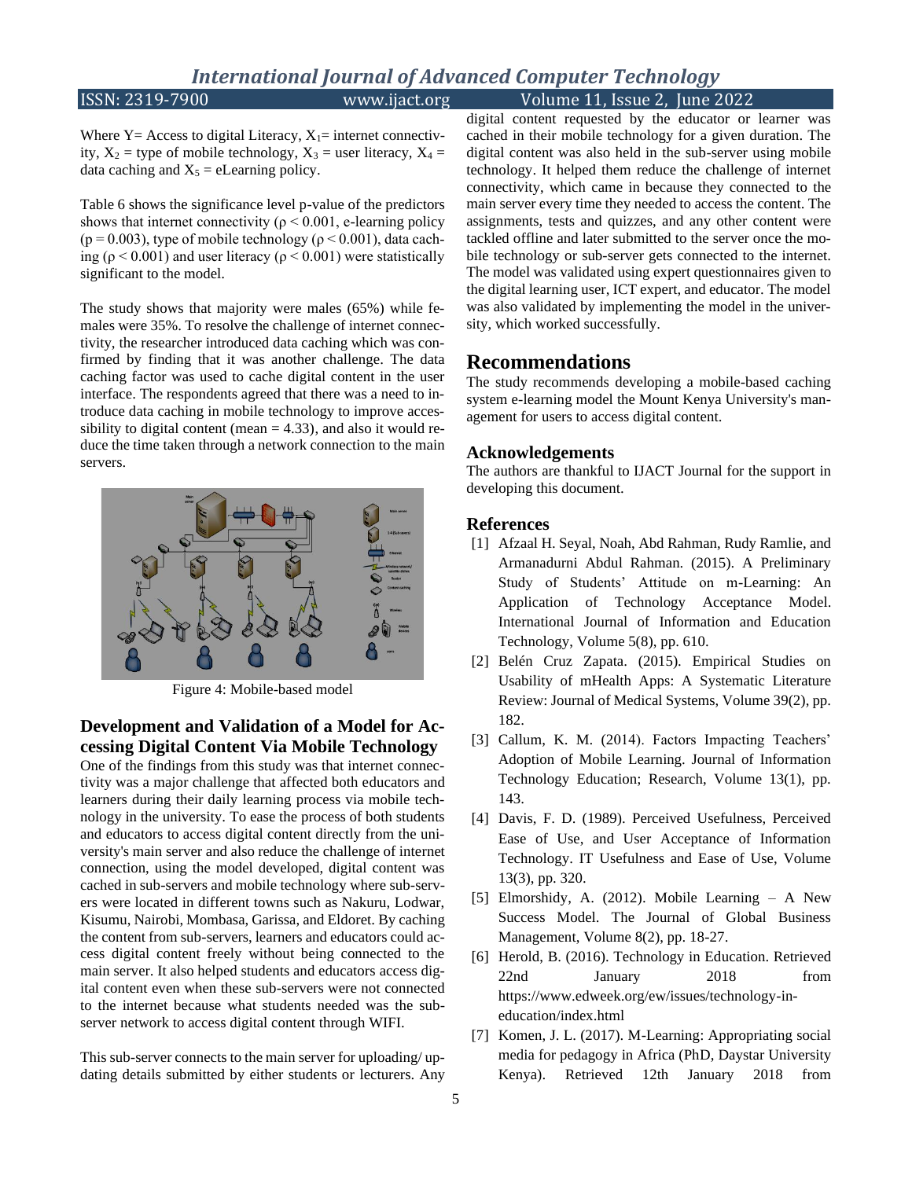Where Y= Access to digital Literacy, $X_1$= internet connectivity, $X_2$ = type of mobile technology, $X_3$ = user literacy, $X_4$ = data caching and $X_5$ = eLearning policy.

Table 6 shows the significance level p-value of the predictors shows that internet connectivity ($\rho < 0.001$, e-learning policy ($p = 0.003$), type of mobile technology ($\rho < 0.001$), data caching ($\rho < 0.001$) and user literacy ($\rho < 0.001$) were statistically significant to the model.

The study shows that majority were males (65%) while females were 35%. To resolve the challenge of internet connectivity, the researcher introduced data caching which was confirmed by finding that it was another challenge. The data caching factor was used to cache digital content in the user interface. The respondents agreed that there was a need to introduce data caching in mobile technology to improve accessibility to digital content (mean = 4.33), and also it would reduce the time taken through a network connection to the main servers.

Figure 4: Mobile-based model

## Development and Validation of a Model for Accessing Digital Content Via Mobile Technology

One of the findings from this study was that internet connectivity was a major challenge that affected both educators and learners during their daily learning process via mobile technology in the university. To ease the process of both students and educators to access digital content directly from the university's main server and also reduce the challenge of internet connection, using the model developed, digital content was cached in sub-servers and mobile technology where sub-servers were located in different towns such as Nakuru, Lodwar, Kisumu, Nairobi, Mombasa, Garissa, and Eldoret. By caching the content from sub-servers, learners and educators could access digital content freely without being connected to the main server. It also helped students and educators access digital content even when these sub-servers were not connected to the internet because what students needed was the sub-server network to access digital content through WIFI.

This sub-server connects to the main server for uploading/ updating details submitted by either students or lecturers. Any digital content requested by the educator or learner was cached in their mobile technology for a given duration. The digital content was also held in the sub-server using mobile technology. It helped them reduce the challenge of internet connectivity, which came in because they connected to the main server every time they needed to access the content. The assignments, tests and quizzes, and any other content were tackled offline and later submitted to the server once the mobile technology or sub-server gets connected to the internet. The model was validated using expert questionnaires given to the digital learning user, ICT expert, and educator. The model was also validated by implementing the model in the university, which worked successfully.

## Recommendations

The study recommends developing a mobile-based caching system e-learning model the Mount Kenya University's management for users to access digital content.

### Acknowledgements

The authors are thankful to IJACT Journal for the support in developing this document.

### References

[1] Afzaal H. Seyal, Noah, Abd Rahman, Rudy Ramlie, and Armanadurni Abdul Rahman. (2015). A Preliminary Study of Students' Attitude on m-Learning: An Application of Technology Acceptance Model. International Journal of Information and Education Technology, Volume 5(8), pp. 610.

[2] Belén Cruz Zapata. (2015). Empirical Studies on Usability of mHealth Apps: A Systematic Literature Review: Journal of Medical Systems, Volume 39(2), pp. 182.

[3] Callum, K. M. (2014). Factors Impacting Teachers' Adoption of Mobile Learning. Journal of Information Technology Education; Research, Volume 13(1), pp. 143.

[4] Davis, F. D. (1989). Perceived Usefulness, Perceived Ease of Use, and User Acceptance of Information Technology. IT Usefulness and Ease of Use, Volume 13(3), pp. 320.

[5] Elmorshidy, A. (2012). Mobile Learning – A New Success Model. The Journal of Global Business Management, Volume 8(2), pp. 18-27.

[6] Herold, B. (2016). Technology in Education. Retrieved 22nd January 2018 from https://www.edweek.org/ew/issues/technology-in-education/index.html

[7] Komen, J. L. (2017). M-Learning: Appropriating social media for pedagogy in Africa (PhD, Daystar University Kenya). Retrieved 12th January 2018 from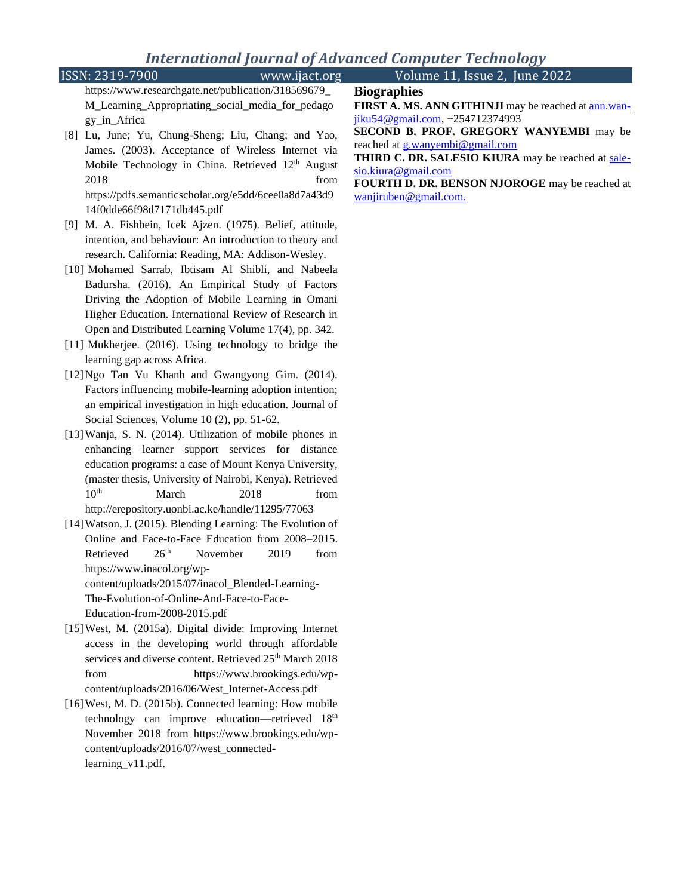https://www.researchgate.net/publication/318569679_M_Learning_Appropriating_social_media_for_pedagogy_in_Africa

[8] Lu, June; Yu, Chung-Sheng; Liu, Chang; and Yao, James. (2003). Acceptance of Wireless Internet via Mobile Technology in China. Retrieved 12th August 2018 from https://pdfs.semanticscholar.org/e5dd/6cee0a8d7a43d914f0dde66f98d7171db445.pdf

[9] M. A. Fishbein, Icek Ajzen. (1975). Belief, attitude, intention, and behaviour: An introduction to theory and research. California: Reading, MA: Addison-Wesley.

[10] Mohamed Sarrab, Ibtisam Al Shibli, and Nabeela Badursha. (2016). An Empirical Study of Factors Driving the Adoption of Mobile Learning in Omani Higher Education. International Review of Research in Open and Distributed Learning Volume 17(4), pp. 342.

[11] Mukherjee. (2016). Using technology to bridge the learning gap across Africa.

[12] Ngo Tan Vu Khanh and Gwangyong Gim. (2014). Factors influencing mobile-learning adoption intention; an empirical investigation in high education. Journal of Social Sciences, Volume 10 (2), pp. 51-62.

[13] Wanja, S. N. (2014). Utilization of mobile phones in enhancing learner support services for distance education programs: a case of Mount Kenya University, (master thesis, University of Nairobi, Kenya). Retrieved 10th March 2018 from http://erepository.uonbi.ac.ke/handle/11295/77063

[14] Watson, J. (2015). Blending Learning: The Evolution of Online and Face-to-Face Education from 2008–2015. Retrieved 26th November 2019 from https://www.inacol.org/wp-content/uploads/2015/07/inacol_Blended-Learning-The-Evolution-of-Online-And-Face-to-Face-Education-from-2008-2015.pdf

[15] West, M. (2015a). Digital divide: Improving Internet access in the developing world through affordable services and diverse content. Retrieved 25th March 2018 from https://www.brookings.edu/wp-content/uploads/2016/06/West_Internet-Access.pdf

[16] West, M. D. (2015b). Connected learning: How mobile technology can improve education—retrieved 18th November 2018 from https://www.brookings.edu/wp-content/uploads/2016/07/west_connected-learning_v11.pdf.

## Biographies

**FIRST A. MS. ANN GITHINJI** may be reached at ann.wanjiku54@gmail.com, +254712374993

**SECOND B. PROF. GREGORY WANYEMBI** may be reached at g.wanyembi@gmail.com

**THIRD C. DR. SALESIO KIURA** may be reached at salesio.kiura@gmail.com

**FOURTH D. DR. BENSON NJOROGE** may be reached at wanjiruben@gmail.com.